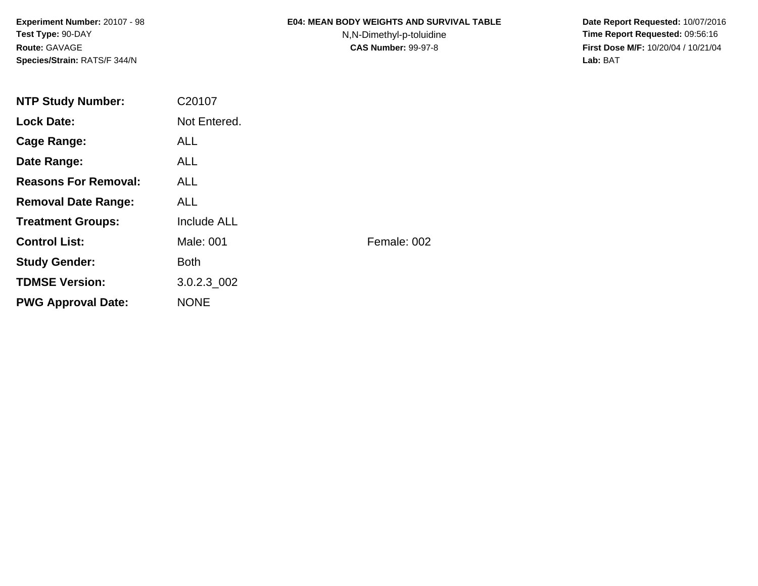**Experiment Number:** 20107 - 98
**Test Type:** 90-DAY
**Route:** GAVAGE
**Species/Strain:** RATS/F 344/N

**E04: MEAN BODY WEIGHTS AND SURVIVAL TABLE**
N,N-Dimethyl-p-toluidine
**CAS Number:** 99-97-8

**Date Report Requested:** 10/07/2016
**Time Report Requested:** 09:56:16
**First Dose M/F:** 10/20/04 / 10/21/04
**Lab:** BAT

| | | |
|---|---|---|
| **NTP Study Number:** | C20107 | |
| **Lock Date:** | Not Entered. | |
| **Cage Range:** | ALL | |
| **Date Range:** | ALL | |
| **Reasons For Removal:** | ALL | |
| **Removal Date Range:** | ALL | |
| **Treatment Groups:** | Include ALL | |
| **Control List:** | Male: 001 | Female: 002 |
| **Study Gender:** | Both | |
| **TDMSE Version:** | 3.0.2.3_002 | |
| **PWG Approval Date:** | NONE | |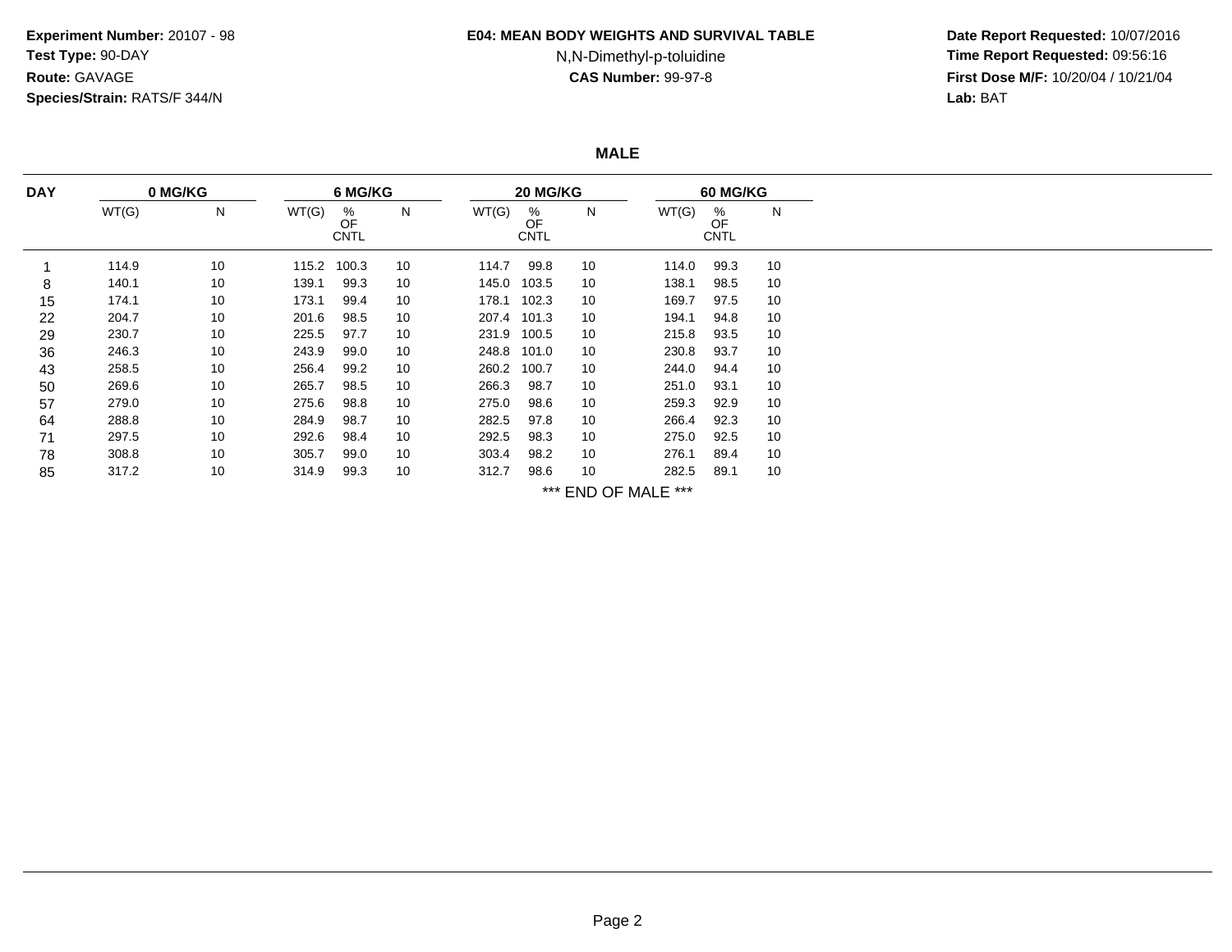**Experiment Number:** 20107 - 98
**Test Type:** 90-DAY
**Route:** GAVAGE
**Species/Strain:** RATS/F 344/N

**E04: MEAN BODY WEIGHTS AND SURVIVAL TABLE**
N,N-Dimethyl-p-toluidine
**CAS Number:** 99-97-8

**Date Report Requested:** 10/07/2016
**Time Report Requested:** 09:56:16
**First Dose M/F:** 10/20/04 / 10/21/04
**Lab:** BAT

## MALE

| DAY | 0 MG/KG | | 6 MG/KG | | | 20 MG/KG | | | 60 MG/KG | | |
|---|---|---|---|---|---|---|---|---|---|---|---|
| | WT(G) | N | WT(G) | % OF CNTL | N | WT(G) | % OF CNTL | N | WT(G) | % OF CNTL | N |
| 1 | 114.9 | 10 | 115.2 | 100.3 | 10 | 114.7 | 99.8 | 10 | 114.0 | 99.3 | 10 |
| 8 | 140.1 | 10 | 139.1 | 99.3 | 10 | 145.0 | 103.5 | 10 | 138.1 | 98.5 | 10 |
| 15 | 174.1 | 10 | 173.1 | 99.4 | 10 | 178.1 | 102.3 | 10 | 169.7 | 97.5 | 10 |
| 22 | 204.7 | 10 | 201.6 | 98.5 | 10 | 207.4 | 101.3 | 10 | 194.1 | 94.8 | 10 |
| 29 | 230.7 | 10 | 225.5 | 97.7 | 10 | 231.9 | 100.5 | 10 | 215.8 | 93.5 | 10 |
| 36 | 246.3 | 10 | 243.9 | 99.0 | 10 | 248.8 | 101.0 | 10 | 230.8 | 93.7 | 10 |
| 43 | 258.5 | 10 | 256.4 | 99.2 | 10 | 260.2 | 100.7 | 10 | 244.0 | 94.4 | 10 |
| 50 | 269.6 | 10 | 265.7 | 98.5 | 10 | 266.3 | 98.7 | 10 | 251.0 | 93.1 | 10 |
| 57 | 279.0 | 10 | 275.6 | 98.8 | 10 | 275.0 | 98.6 | 10 | 259.3 | 92.9 | 10 |
| 64 | 288.8 | 10 | 284.9 | 98.7 | 10 | 282.5 | 97.8 | 10 | 266.4 | 92.3 | 10 |
| 71 | 297.5 | 10 | 292.6 | 98.4 | 10 | 292.5 | 98.3 | 10 | 275.0 | 92.5 | 10 |
| 78 | 308.8 | 10 | 305.7 | 99.0 | 10 | 303.4 | 98.2 | 10 | 276.1 | 89.4 | 10 |
| 85 | 317.2 | 10 | 314.9 | 99.3 | 10 | 312.7 | 98.6 | 10 | 282.5 | 89.1 | 10 |

*** END OF MALE ***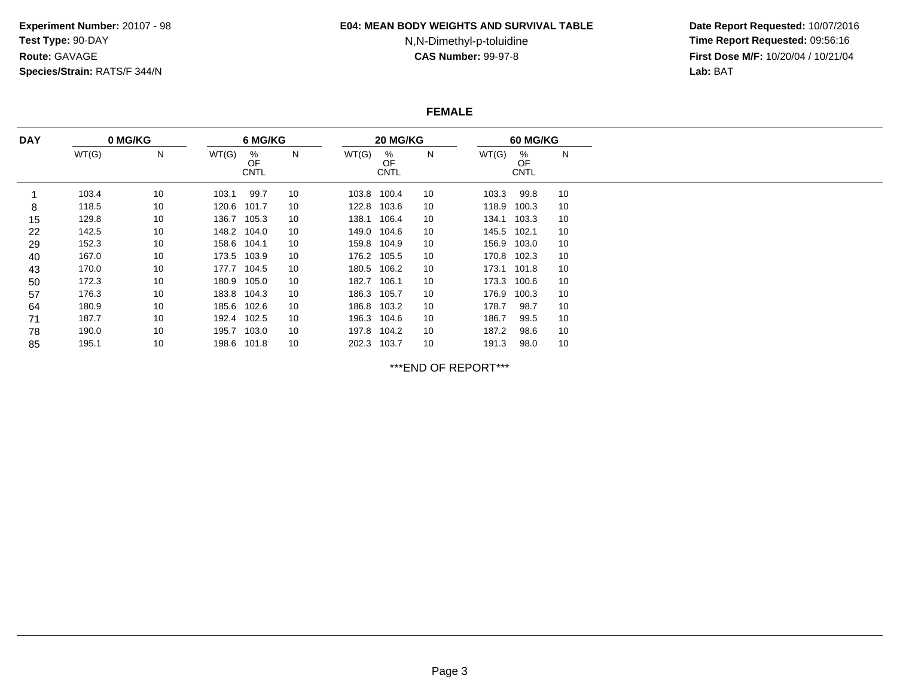**Experiment Number:** 20107 - 98
**Test Type:** 90-DAY
**Route:** GAVAGE
**Species/Strain:** RATS/F 344/N

**E04: MEAN BODY WEIGHTS AND SURVIVAL TABLE**
N,N-Dimethyl-p-toluidine
**CAS Number:** 99-97-8

**Date Report Requested:** 10/07/2016
**Time Report Requested:** 09:56:16
**First Dose M/F:** 10/20/04 / 10/21/04
**Lab:** BAT

## FEMALE

| DAY | 0 MG/KG | | 6 MG/KG | | | 20 MG/KG | | | 60 MG/KG | | |
|---|---|---|---|---|---|---|---|---|---|---|---|
| | WT(G) | N | WT(G) | % OF CNTL | N | WT(G) | % OF CNTL | N | WT(G) | % OF CNTL | N |
| 1 | 103.4 | 10 | 103.1 | 99.7 | 10 | 103.8 | 100.4 | 10 | 103.3 | 99.8 | 10 |
| 8 | 118.5 | 10 | 120.6 | 101.7 | 10 | 122.8 | 103.6 | 10 | 118.9 | 100.3 | 10 |
| 15 | 129.8 | 10 | 136.7 | 105.3 | 10 | 138.1 | 106.4 | 10 | 134.1 | 103.3 | 10 |
| 22 | 142.5 | 10 | 148.2 | 104.0 | 10 | 149.0 | 104.6 | 10 | 145.5 | 102.1 | 10 |
| 29 | 152.3 | 10 | 158.6 | 104.1 | 10 | 159.8 | 104.9 | 10 | 156.9 | 103.0 | 10 |
| 40 | 167.0 | 10 | 173.5 | 103.9 | 10 | 176.2 | 105.5 | 10 | 170.8 | 102.3 | 10 |
| 43 | 170.0 | 10 | 177.7 | 104.5 | 10 | 180.5 | 106.2 | 10 | 173.1 | 101.8 | 10 |
| 50 | 172.3 | 10 | 180.9 | 105.0 | 10 | 182.7 | 106.1 | 10 | 173.3 | 100.6 | 10 |
| 57 | 176.3 | 10 | 183.8 | 104.3 | 10 | 186.3 | 105.7 | 10 | 176.9 | 100.3 | 10 |
| 64 | 180.9 | 10 | 185.6 | 102.6 | 10 | 186.8 | 103.2 | 10 | 178.7 | 98.7 | 10 |
| 71 | 187.7 | 10 | 192.4 | 102.5 | 10 | 196.3 | 104.6 | 10 | 186.7 | 99.5 | 10 |
| 78 | 190.0 | 10 | 195.7 | 103.0 | 10 | 197.8 | 104.2 | 10 | 187.2 | 98.6 | 10 |
| 85 | 195.1 | 10 | 198.6 | 101.8 | 10 | 202.3 | 103.7 | 10 | 191.3 | 98.0 | 10 |

***END OF REPORT***